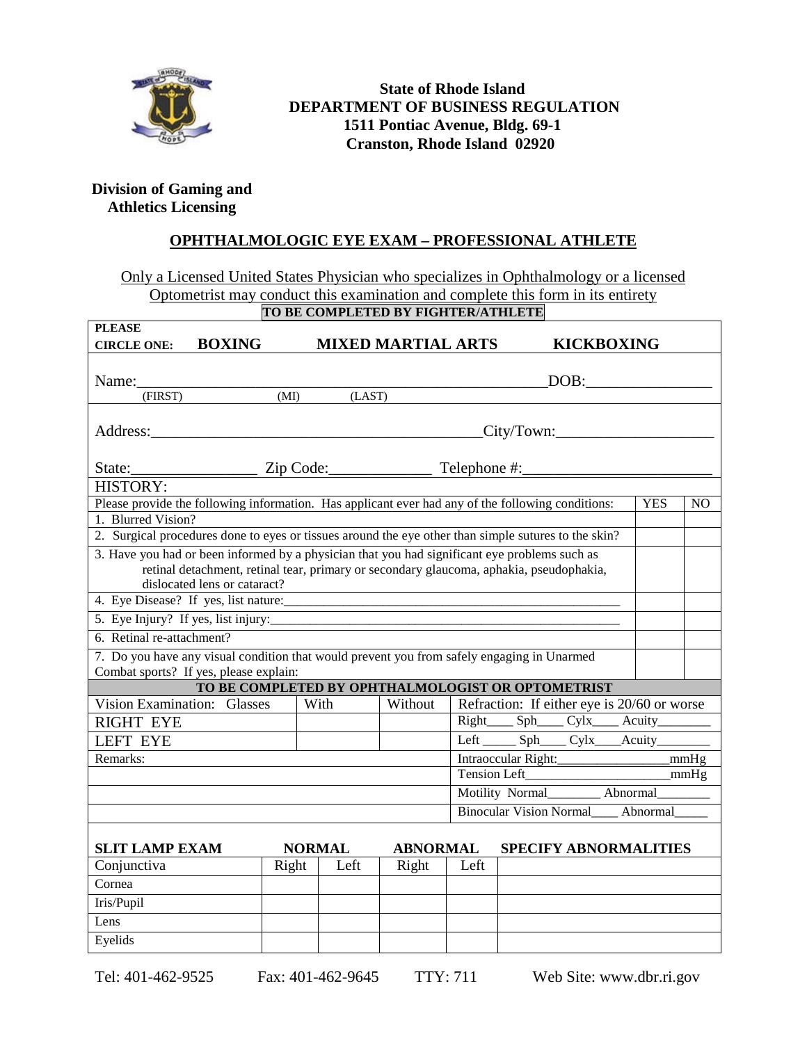**State of Rhode Island**
**DEPARTMENT OF BUSINESS REGULATION**
**1511 Pontiac Avenue, Bldg. 69-1**
**Cranston, Rhode Island 02920**

**Division of Gaming and Athletics Licensing**

## OPHTHALMOLOGIC EYE EXAM – PROFESSIONAL ATHLETE

Only a Licensed United States Physician who specializes in Ophthalmology or a licensed Optometrist may conduct this examination and complete this form in its entirety

**TO BE COMPLETED BY FIGHTER/ATHLETE**

**PLEASE CIRCLE ONE:** **BOXING** **MIXED MARTIAL ARTS** **KICKBOXING**

Name:______________________________________________ DOB:_______________
(FIRST) (MI) (LAST)

Address:_________________________________________ City/Town:___________________

State:________________ Zip Code:_____________ Telephone #:_______________________

HISTORY:

| Please provide the following information. Has applicant ever had any of the following conditions: | YES | NO |
|---|---|---|
| 1. Blurred Vision? | | |
| 2. Surgical procedures done to eyes or tissues around the eye other than simple sutures to the skin? | | |
| 3. Have you had or been informed by a physician that you had significant eye problems such as retinal detachment, retinal tear, primary or secondary glaucoma, aphakia, pseudophakia, dislocated lens or cataract? | | |
| 4. Eye Disease? If yes, list nature:_______________________________ | | |
| 5. Eye Injury? If yes, list injury:_______________________________ | | |
| 6. Retinal re-attachment? | | |
| 7. Do you have any visual condition that would prevent you from safely engaging in Unarmed Combat sports? If yes, please explain: | | |

**TO BE COMPLETED BY OPHTHALMOLOGIST OR OPTOMETRIST**

| Vision Examination: Glasses | With | Without | Refraction: If either eye is 20/60 or worse |
|---|---|---|---|
| RIGHT EYE | | | Right____ Sph____ Cylx____ Acuity________ |
| LEFT EYE | | | Left _____ Sph____ Cylx____Acuity________ |
| Remarks: | | | Intraoccular Right:________________mmHg |
| | | | Tension Left______________________mmHg |
| | | | Motility Normal________ Abnormal________ |
| | | | Binocular Vision Normal____ Abnormal_____ |

| SLIT LAMP EXAM | NORMAL | | ABNORMAL | | SPECIFY ABNORMALITIES |
|---|---|---|---|---|---|
| Conjunctiva | Right | Left | Right | Left | |
| Cornea | | | | | |
| Iris/Pupil | | | | | |
| Lens | | | | | |
| Eyelids | | | | | |

Tel: 401-462-9525 Fax: 401-462-9645 TTY: 711 Web Site: www.dbr.ri.gov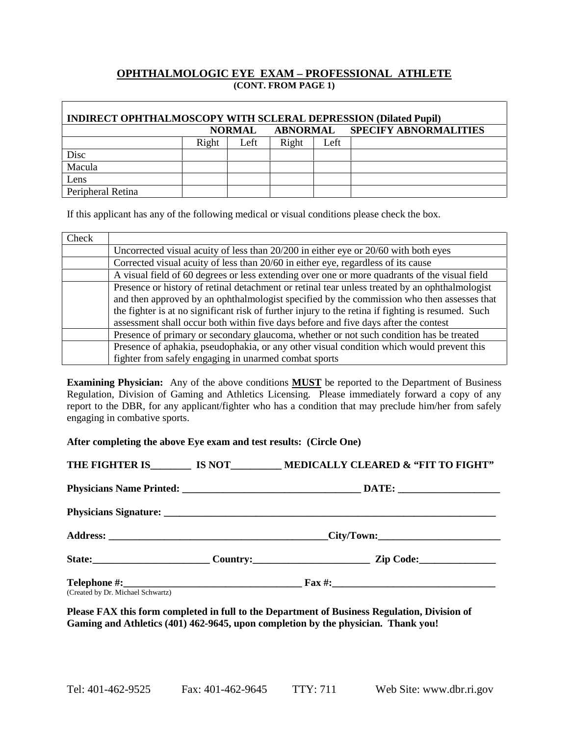## OPHTHALMOLOGIC EYE EXAM – PROFESSIONAL ATHLETE

**(CONT. FROM PAGE 1)**

| INDIRECT OPHTHALMOSCOPY WITH SCLERAL DEPRESSION (Dilated Pupil) | | | | | |
|---|---|---|---|---|---|
| | NORMAL | | ABNORMAL | | SPECIFY ABNORMALITIES |
| | Right | Left | Right | Left | |
| Disc | | | | | |
| Macula | | | | | |
| Lens | | | | | |
| Peripheral Retina | | | | | |

If this applicant has any of the following medical or visual conditions please check the box.

| Check | |
|---|---|
| | Uncorrected visual acuity of less than 20/200 in either eye or 20/60 with both eyes |
| | Corrected visual acuity of less than 20/60 in either eye, regardless of its cause |
| | A visual field of 60 degrees or less extending over one or more quadrants of the visual field |
| | Presence or history of retinal detachment or retinal tear unless treated by an ophthalmologist and then approved by an ophthalmologist specified by the commission who then assesses that the fighter is at no significant risk of further injury to the retina if fighting is resumed. Such assessment shall occur both within five days before and five days after the contest |
| | Presence of primary or secondary glaucoma, whether or not such condition has be treated |
| | Presence of aphakia, pseudophakia, or any other visual condition which would prevent this fighter from safely engaging in unarmed combat sports |

**Examining Physician:** Any of the above conditions **MUST** be reported to the Department of Business Regulation, Division of Gaming and Athletics Licensing. Please immediately forward a copy of any report to the DBR, for any applicant/fighter who has a condition that may preclude him/her from safely engaging in combative sports.

**After completing the above Eye exam and test results: (Circle One)**

**THE FIGHTER IS________ IS NOT__________ MEDICALLY CLEARED & "FIT TO FIGHT"**

**Physicians Name Printed:** ___________________________________ **DATE:** ____________________

**Physicians Signature:** _____________________________________________________________________

**Address:** ___________________________________________ **City/Town:**________________________

**State:**______________________ **Country:**_______________________ **Zip Code:**_______________

**Telephone #:**___________________________________ **Fax #:**_________________________________

(Created by Dr. Michael Schwartz)

**Please FAX this form completed in full to the Department of Business Regulation, Division of Gaming and Athletics (401) 462-9645, upon completion by the physician. Thank you!**

Tel: 401-462-9525 Fax: 401-462-9645 TTY: 711 Web Site: www.dbr.ri.gov